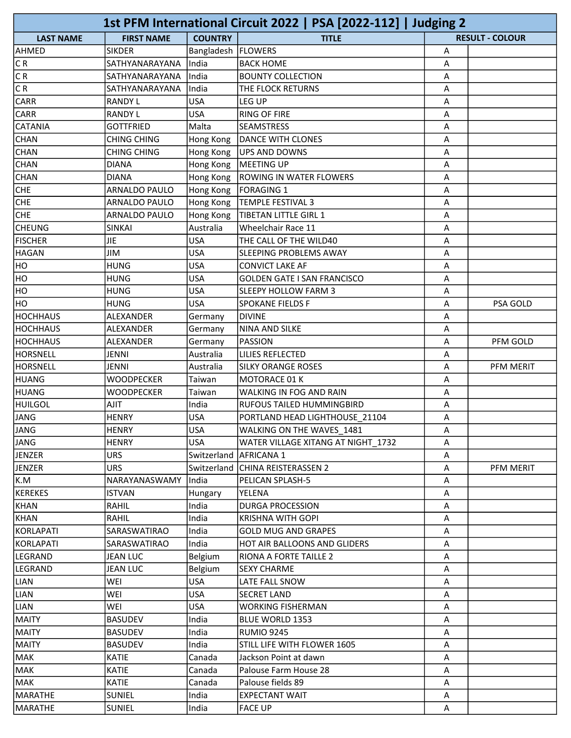# 1st PFM International Circuit 2022 | PSA [2022-112] | Judging 2

| LAST NAME | FIRST NAME | COUNTRY | TITLE | RESULT - COLOUR | |
|---|---|---|---|---|---|
| AHMED | SIKDER | Bangladesh | FLOWERS | A | |
| C R | SATHYANARAYANA | India | BACK HOME | A | |
| C R | SATHYANARAYANA | India | BOUNTY COLLECTION | A | |
| C R | SATHYANARAYANA | India | THE FLOCK RETURNS | A | |
| CARR | RANDY L | USA | LEG UP | A | |
| CARR | RANDY L | USA | RING OF FIRE | A | |
| CATANIA | GOTTFRIED | Malta | SEAMSTRESS | A | |
| CHAN | CHING CHING | Hong Kong | DANCE WITH CLONES | A | |
| CHAN | CHING CHING | Hong Kong | UPS AND DOWNS | A | |
| CHAN | DIANA | Hong Kong | MEETING UP | A | |
| CHAN | DIANA | Hong Kong | ROWING IN WATER FLOWERS | A | |
| CHE | ARNALDO PAULO | Hong Kong | FORAGING 1 | A | |
| CHE | ARNALDO PAULO | Hong Kong | TEMPLE FESTIVAL 3 | A | |
| CHE | ARNALDO PAULO | Hong Kong | TIBETAN LITTLE GIRL 1 | A | |
| CHEUNG | SINKAI | Australia | Wheelchair Race 11 | A | |
| FISCHER | JIE | USA | THE CALL OF THE WILD40 | A | |
| HAGAN | JIM | USA | SLEEPING PROBLEMS AWAY | A | |
| HO | HUNG | USA | CONVICT LAKE AF | A | |
| HO | HUNG | USA | GOLDEN GATE I SAN FRANCISCO | A | |
| HO | HUNG | USA | SLEEPY HOLLOW FARM 3 | A | |
| HO | HUNG | USA | SPOKANE FIELDS F | A | PSA GOLD |
| HOCHHAUS | ALEXANDER | Germany | DIVINE | A | |
| HOCHHAUS | ALEXANDER | Germany | NINA AND SILKE | A | |
| HOCHHAUS | ALEXANDER | Germany | PASSION | A | PFM GOLD |
| HORSNELL | JENNI | Australia | LILIES REFLECTED | A | |
| HORSNELL | JENNI | Australia | SILKY ORANGE ROSES | A | PFM MERIT |
| HUANG | WOODPECKER | Taiwan | MOTORACE 01 K | A | |
| HUANG | WOODPECKER | Taiwan | WALKING IN FOG AND RAIN | A | |
| HUILGOL | AJIT | India | RUFOUS TAILED HUMMINGBIRD | A | |
| JANG | HENRY | USA | PORTLAND HEAD LIGHTHOUSE_21104 | A | |
| JANG | HENRY | USA | WALKING ON THE WAVES_1481 | A | |
| JANG | HENRY | USA | WATER VILLAGE XITANG AT NIGHT_1732 | A | |
| JENZER | URS | Switzerland | AFRICANA 1 | A | |
| JENZER | URS | Switzerland | CHINA REISTERASSEN 2 | A | PFM MERIT |
| K.M | NARAYANASWAMY | India | PELICAN SPLASH-5 | A | |
| KEREKES | ISTVAN | Hungary | YELENA | A | |
| KHAN | RAHIL | India | DURGA PROCESSION | A | |
| KHAN | RAHIL | India | KRISHNA WITH GOPI | A | |
| KORLAPATI | SARASWATIRAO | India | GOLD MUG AND GRAPES | A | |
| KORLAPATI | SARASWATIRAO | India | HOT AIR BALLOONS AND GLIDERS | A | |
| LEGRAND | JEAN LUC | Belgium | RIONA A FORTE TAILLE 2 | A | |
| LEGRAND | JEAN LUC | Belgium | SEXY CHARME | A | |
| LIAN | WEI | USA | LATE FALL SNOW | A | |
| LIAN | WEI | USA | SECRET LAND | A | |
| LIAN | WEI | USA | WORKING FISHERMAN | A | |
| MAITY | BASUDEV | India | BLUE WORLD 1353 | A | |
| MAITY | BASUDEV | India | RUMIO 9245 | A | |
| MAITY | BASUDEV | India | STILL LIFE WITH FLOWER 1605 | A | |
| MAK | KATIE | Canada | Jackson Point at dawn | A | |
| MAK | KATIE | Canada | Palouse Farm House 28 | A | |
| MAK | KATIE | Canada | Palouse fields 89 | A | |
| MARATHE | SUNIEL | India | EXPECTANT WAIT | A | |
| MARATHE | SUNIEL | India | FACE UP | A | |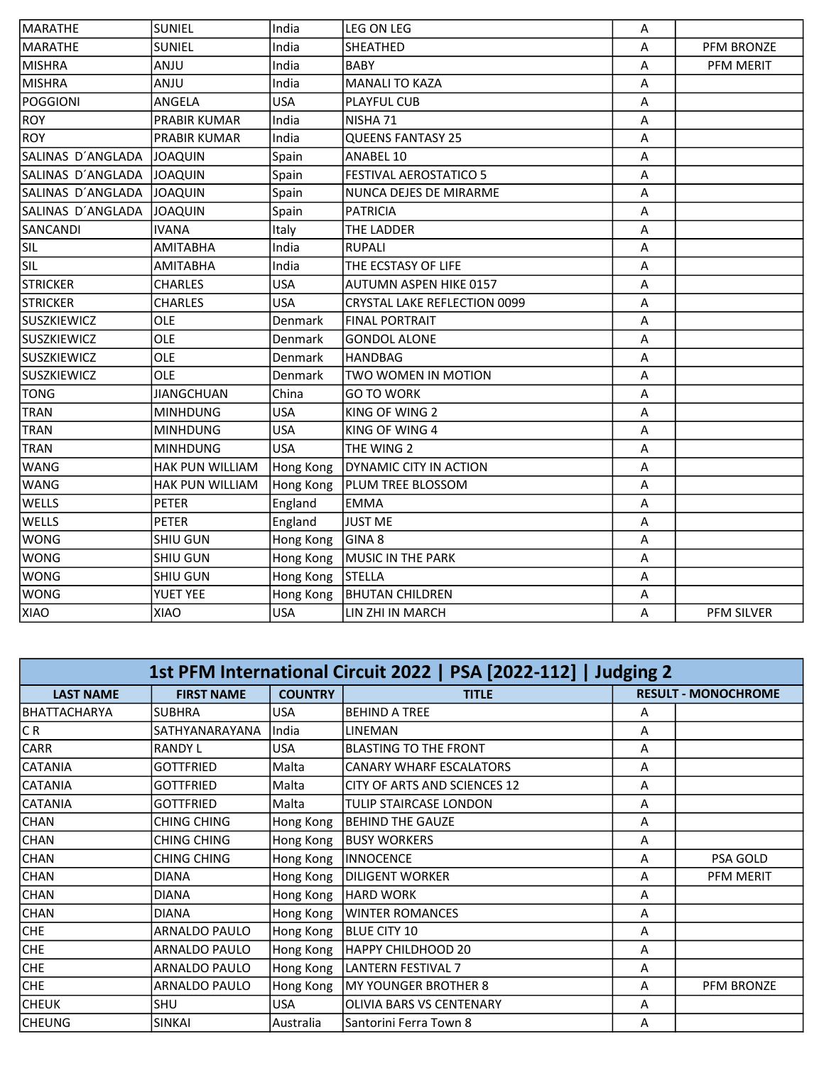| | | | | | |
|---|---|---|---|---|---|
| MARATHE | SUNIEL | India | LEG ON LEG | A | |
| MARATHE | SUNIEL | India | SHEATHED | A | PFM BRONZE |
| MISHRA | ANJU | India | BABY | A | PFM MERIT |
| MISHRA | ANJU | India | MANALI TO KAZA | A | |
| POGGIONI | ANGELA | USA | PLAYFUL CUB | A | |
| ROY | PRABIR KUMAR | India | NISHA 71 | A | |
| ROY | PRABIR KUMAR | India | QUEENS FANTASY 25 | A | |
| SALINAS D´ANGLADA | JOAQUIN | Spain | ANABEL 10 | A | |
| SALINAS D´ANGLADA | JOAQUIN | Spain | FESTIVAL AEROSTATICO 5 | A | |
| SALINAS D´ANGLADA | JOAQUIN | Spain | NUNCA DEJES DE MIRARME | A | |
| SALINAS D´ANGLADA | JOAQUIN | Spain | PATRICIA | A | |
| SANCANDI | IVANA | Italy | THE LADDER | A | |
| SIL | AMITABHA | India | RUPALI | A | |
| SIL | AMITABHA | India | THE ECSTASY OF LIFE | A | |
| STRICKER | CHARLES | USA | AUTUMN ASPEN HIKE 0157 | A | |
| STRICKER | CHARLES | USA | CRYSTAL LAKE REFLECTION 0099 | A | |
| SUSZKIEWICZ | OLE | Denmark | FINAL PORTRAIT | A | |
| SUSZKIEWICZ | OLE | Denmark | GONDOL ALONE | A | |
| SUSZKIEWICZ | OLE | Denmark | HANDBAG | A | |
| SUSZKIEWICZ | OLE | Denmark | TWO WOMEN IN MOTION | A | |
| TONG | JIANGCHUAN | China | GO TO WORK | A | |
| TRAN | MINHDUNG | USA | KING OF WING 2 | A | |
| TRAN | MINHDUNG | USA | KING OF WING 4 | A | |
| TRAN | MINHDUNG | USA | THE WING 2 | A | |
| WANG | HAK PUN WILLIAM | Hong Kong | DYNAMIC CITY IN ACTION | A | |
| WANG | HAK PUN WILLIAM | Hong Kong | PLUM TREE BLOSSOM | A | |
| WELLS | PETER | England | EMMA | A | |
| WELLS | PETER | England | JUST ME | A | |
| WONG | SHIU GUN | Hong Kong | GINA 8 | A | |
| WONG | SHIU GUN | Hong Kong | MUSIC IN THE PARK | A | |
| WONG | SHIU GUN | Hong Kong | STELLA | A | |
| WONG | YUET YEE | Hong Kong | BHUTAN CHILDREN | A | |
| XIAO | XIAO | USA | LIN ZHI IN MARCH | A | PFM SILVER |

## 1st PFM International Circuit 2022 | PSA [2022-112] | Judging 2

| LAST NAME | FIRST NAME | COUNTRY | TITLE | RESULT - MONOCHROME | |
|---|---|---|---|---|---|
| BHATTACHARYA | SUBHRA | USA | BEHIND A TREE | A | |
| C R | SATHYANARAYANA | India | LINEMAN | A | |
| CARR | RANDY L | USA | BLASTING TO THE FRONT | A | |
| CATANIA | GOTTFRIED | Malta | CANARY WHARF ESCALATORS | A | |
| CATANIA | GOTTFRIED | Malta | CITY OF ARTS AND SCIENCES 12 | A | |
| CATANIA | GOTTFRIED | Malta | TULIP STAIRCASE LONDON | A | |
| CHAN | CHING CHING | Hong Kong | BEHIND THE GAUZE | A | |
| CHAN | CHING CHING | Hong Kong | BUSY WORKERS | A | |
| CHAN | CHING CHING | Hong Kong | INNOCENCE | A | PSA GOLD |
| CHAN | DIANA | Hong Kong | DILIGENT WORKER | A | PFM MERIT |
| CHAN | DIANA | Hong Kong | HARD WORK | A | |
| CHAN | DIANA | Hong Kong | WINTER ROMANCES | A | |
| CHE | ARNALDO PAULO | Hong Kong | BLUE CITY 10 | A | |
| CHE | ARNALDO PAULO | Hong Kong | HAPPY CHILDHOOD 20 | A | |
| CHE | ARNALDO PAULO | Hong Kong | LANTERN FESTIVAL 7 | A | |
| CHE | ARNALDO PAULO | Hong Kong | MY YOUNGER BROTHER 8 | A | PFM BRONZE |
| CHEUK | SHU | USA | OLIVIA BARS VS CENTENARY | A | |
| CHEUNG | SINKAI | Australia | Santorini Ferra Town 8 | A | |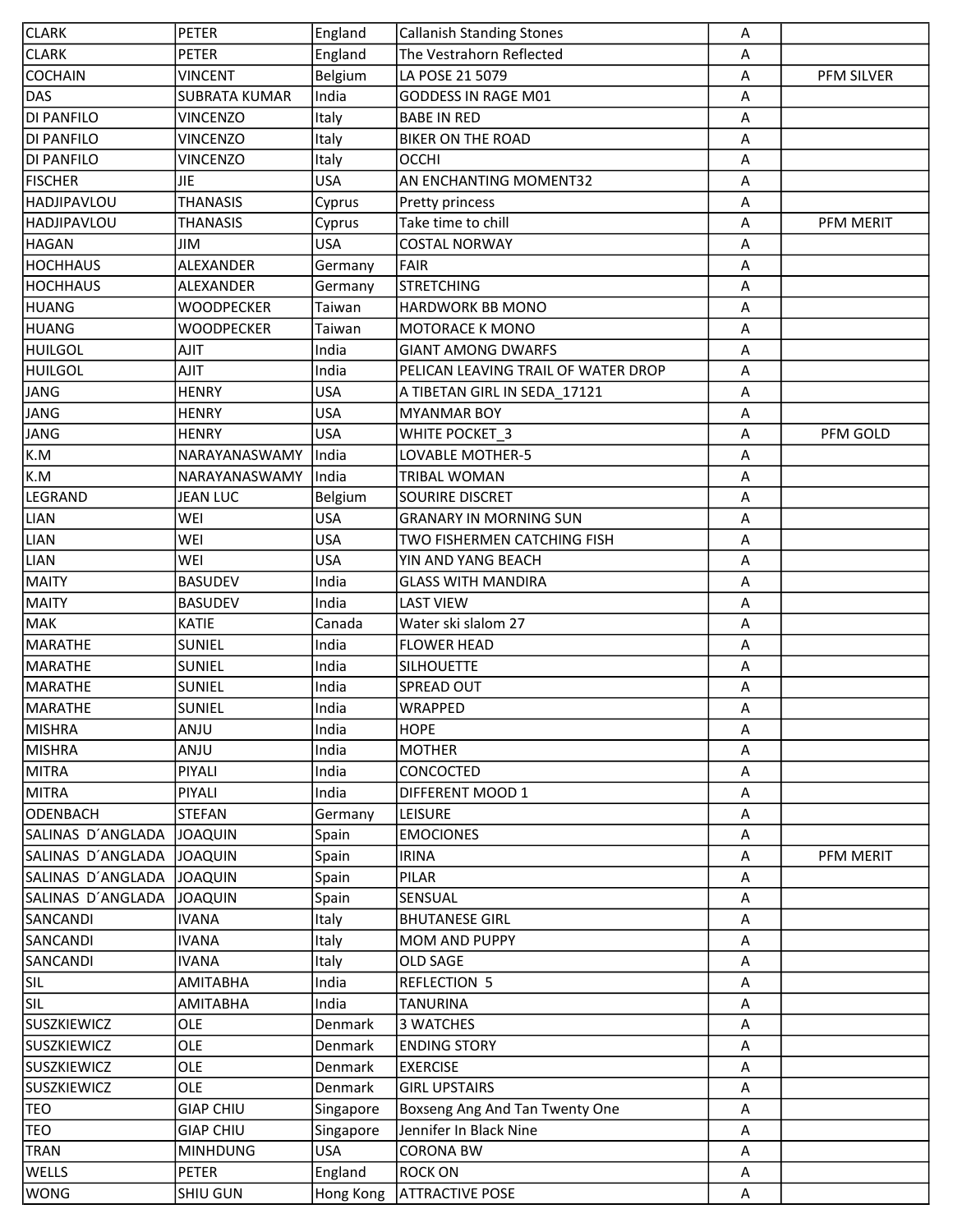| | | | | | |
|---|---|---|---|---|---|
| CLARK | PETER | England | Callanish Standing Stones | A | |
| CLARK | PETER | England | The Vestrahorn Reflected | A | |
| COCHAIN | VINCENT | Belgium | LA POSE 21 5079 | A | PFM SILVER |
| DAS | SUBRATA KUMAR | India | GODDESS IN RAGE M01 | A | |
| DI PANFILO | VINCENZO | Italy | BABE IN RED | A | |
| DI PANFILO | VINCENZO | Italy | BIKER ON THE ROAD | A | |
| DI PANFILO | VINCENZO | Italy | OCCHI | A | |
| FISCHER | JIE | USA | AN ENCHANTING MOMENT32 | A | |
| HADJIPAVLOU | THANASIS | Cyprus | Pretty princess | A | |
| HADJIPAVLOU | THANASIS | Cyprus | Take time to chill | A | PFM MERIT |
| HAGAN | JIM | USA | COSTAL NORWAY | A | |
| HOCHHAUS | ALEXANDER | Germany | FAIR | A | |
| HOCHHAUS | ALEXANDER | Germany | STRETCHING | A | |
| HUANG | WOODPECKER | Taiwan | HARDWORK BB MONO | A | |
| HUANG | WOODPECKER | Taiwan | MOTORACE K MONO | A | |
| HUILGOL | AJIT | India | GIANT AMONG DWARFS | A | |
| HUILGOL | AJIT | India | PELICAN LEAVING TRAIL OF WATER DROP | A | |
| JANG | HENRY | USA | A TIBETAN GIRL IN SEDA_17121 | A | |
| JANG | HENRY | USA | MYANMAR BOY | A | |
| JANG | HENRY | USA | WHITE POCKET_3 | A | PFM GOLD |
| K.M | NARAYANASWAMY | India | LOVABLE MOTHER-5 | A | |
| K.M | NARAYANASWAMY | India | TRIBAL WOMAN | A | |
| LEGRAND | JEAN LUC | Belgium | SOURIRE DISCRET | A | |
| LIAN | WEI | USA | GRANARY IN MORNING SUN | A | |
| LIAN | WEI | USA | TWO FISHERMEN CATCHING FISH | A | |
| LIAN | WEI | USA | YIN AND YANG BEACH | A | |
| MAITY | BASUDEV | India | GLASS WITH MANDIRA | A | |
| MAITY | BASUDEV | India | LAST VIEW | A | |
| MAK | KATIE | Canada | Water ski slalom 27 | A | |
| MARATHE | SUNIEL | India | FLOWER HEAD | A | |
| MARATHE | SUNIEL | India | SILHOUETTE | A | |
| MARATHE | SUNIEL | India | SPREAD OUT | A | |
| MARATHE | SUNIEL | India | WRAPPED | A | |
| MISHRA | ANJU | India | HOPE | A | |
| MISHRA | ANJU | India | MOTHER | A | |
| MITRA | PIYALI | India | CONCOCTED | A | |
| MITRA | PIYALI | India | DIFFERENT MOOD 1 | A | |
| ODENBACH | STEFAN | Germany | LEISURE | A | |
| SALINAS D´ANGLADA | JOAQUIN | Spain | EMOCIONES | A | |
| SALINAS D´ANGLADA | JOAQUIN | Spain | IRINA | A | PFM MERIT |
| SALINAS D´ANGLADA | JOAQUIN | Spain | PILAR | A | |
| SALINAS D´ANGLADA | JOAQUIN | Spain | SENSUAL | A | |
| SANCANDI | IVANA | Italy | BHUTANESE GIRL | A | |
| SANCANDI | IVANA | Italy | MOM AND PUPPY | A | |
| SANCANDI | IVANA | Italy | OLD SAGE | A | |
| SIL | AMITABHA | India | REFLECTION 5 | A | |
| SIL | AMITABHA | India | TANURINA | A | |
| SUSZKIEWICZ | OLE | Denmark | 3 WATCHES | A | |
| SUSZKIEWICZ | OLE | Denmark | ENDING STORY | A | |
| SUSZKIEWICZ | OLE | Denmark | EXERCISE | A | |
| SUSZKIEWICZ | OLE | Denmark | GIRL UPSTAIRS | A | |
| TEO | GIAP CHIU | Singapore | Boxseng Ang And Tan Twenty One | A | |
| TEO | GIAP CHIU | Singapore | Jennifer In Black Nine | A | |
| TRAN | MINHDUNG | USA | CORONA BW | A | |
| WELLS | PETER | England | ROCK ON | A | |
| WONG | SHIU GUN | Hong Kong | ATTRACTIVE POSE | A | |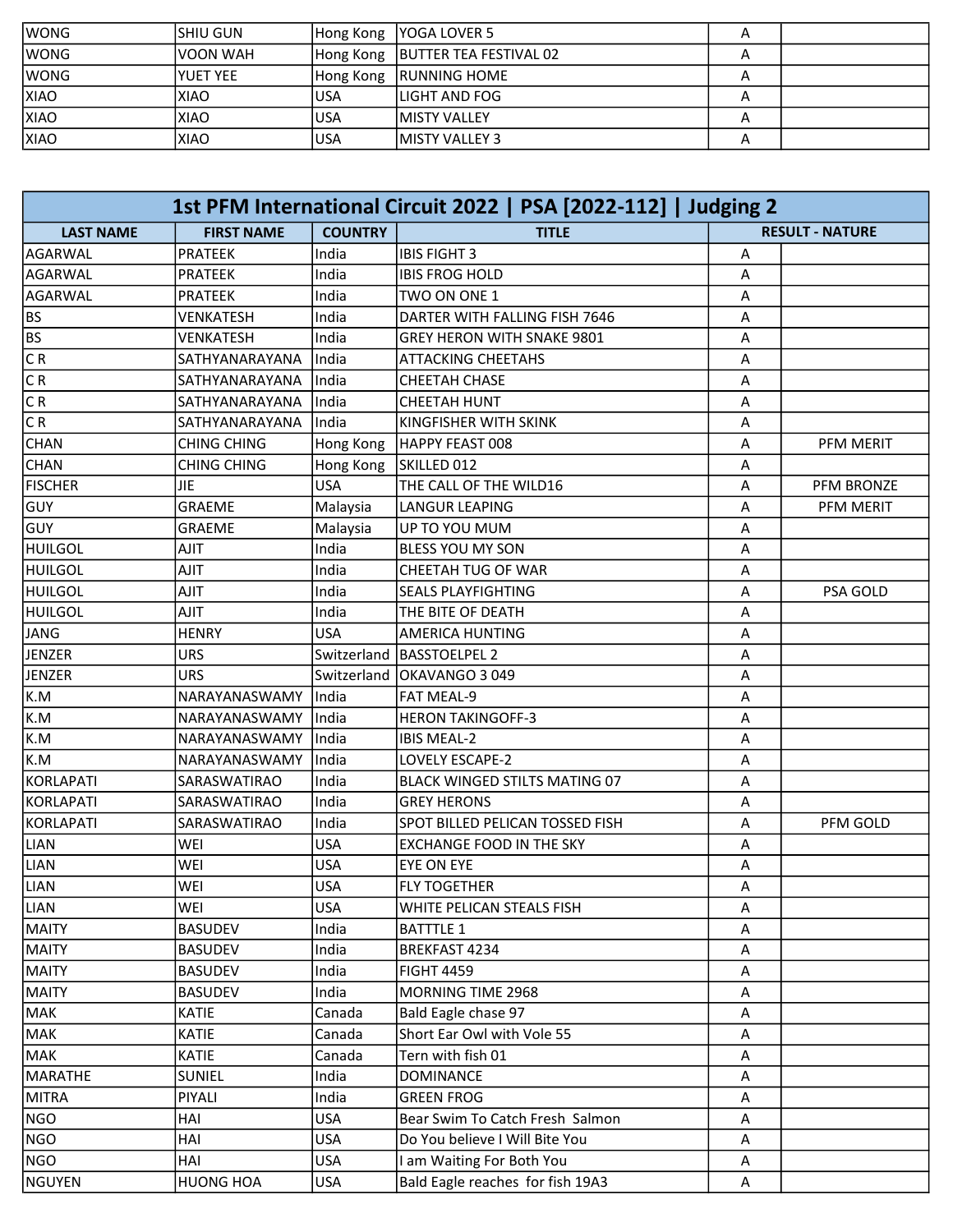| | | | | | |
|---|---|---|---|---|---|
| WONG | SHIU GUN | Hong Kong | YOGA LOVER 5 | A | |
| WONG | VOON WAH | Hong Kong | BUTTER TEA FESTIVAL 02 | A | |
| WONG | YUET YEE | Hong Kong | RUNNING HOME | A | |
| XIAO | XIAO | USA | LIGHT AND FOG | A | |
| XIAO | XIAO | USA | MISTY VALLEY | A | |
| XIAO | XIAO | USA | MISTY VALLEY 3 | A | |

## 1st PFM International Circuit 2022 | PSA [2022-112] | Judging 2

| LAST NAME | FIRST NAME | COUNTRY | TITLE | RESULT - NATURE | |
|---|---|---|---|---|---|
| AGARWAL | PRATEEK | India | IBIS FIGHT 3 | A | |
| AGARWAL | PRATEEK | India | IBIS FROG HOLD | A | |
| AGARWAL | PRATEEK | India | TWO ON ONE 1 | A | |
| BS | VENKATESH | India | DARTER WITH FALLING FISH 7646 | A | |
| BS | VENKATESH | India | GREY HERON WITH SNAKE 9801 | A | |
| C R | SATHYANARAYANA | India | ATTACKING CHEETAHS | A | |
| C R | SATHYANARAYANA | India | CHEETAH CHASE | A | |
| C R | SATHYANARAYANA | India | CHEETAH HUNT | A | |
| C R | SATHYANARAYANA | India | KINGFISHER WITH SKINK | A | |
| CHAN | CHING CHING | Hong Kong | HAPPY FEAST 008 | A | PFM MERIT |
| CHAN | CHING CHING | Hong Kong | SKILLED 012 | A | |
| FISCHER | JIE | USA | THE CALL OF THE WILD16 | A | PFM BRONZE |
| GUY | GRAEME | Malaysia | LANGUR LEAPING | A | PFM MERIT |
| GUY | GRAEME | Malaysia | UP TO YOU MUM | A | |
| HUILGOL | AJIT | India | BLESS YOU MY SON | A | |
| HUILGOL | AJIT | India | CHEETAH TUG OF WAR | A | |
| HUILGOL | AJIT | India | SEALS PLAYFIGHTING | A | PSA GOLD |
| HUILGOL | AJIT | India | THE BITE OF DEATH | A | |
| JANG | HENRY | USA | AMERICA HUNTING | A | |
| JENZER | URS | Switzerland | BASSTOELPEL 2 | A | |
| JENZER | URS | Switzerland | OKAVANGO 3 049 | A | |
| K.M | NARAYANASWAMY | India | FAT MEAL-9 | A | |
| K.M | NARAYANASWAMY | India | HERON TAKINGOFF-3 | A | |
| K.M | NARAYANASWAMY | India | IBIS MEAL-2 | A | |
| K.M | NARAYANASWAMY | India | LOVELY ESCAPE-2 | A | |
| KORLAPATI | SARASWATIRAO | India | BLACK WINGED STILTS MATING 07 | A | |
| KORLAPATI | SARASWATIRAO | India | GREY HERONS | A | |
| KORLAPATI | SARASWATIRAO | India | SPOT BILLED PELICAN TOSSED FISH | A | PFM GOLD |
| LIAN | WEI | USA | EXCHANGE FOOD IN THE SKY | A | |
| LIAN | WEI | USA | EYE ON EYE | A | |
| LIAN | WEI | USA | FLY TOGETHER | A | |
| LIAN | WEI | USA | WHITE PELICAN STEALS FISH | A | |
| MAITY | BASUDEV | India | BATTTLE 1 | A | |
| MAITY | BASUDEV | India | BREKFAST 4234 | A | |
| MAITY | BASUDEV | India | FIGHT 4459 | A | |
| MAITY | BASUDEV | India | MORNING TIME 2968 | A | |
| MAK | KATIE | Canada | Bald Eagle chase 97 | A | |
| MAK | KATIE | Canada | Short Ear Owl with Vole 55 | A | |
| MAK | KATIE | Canada | Tern with fish 01 | A | |
| MARATHE | SUNIEL | India | DOMINANCE | A | |
| MITRA | PIYALI | India | GREEN FROG | A | |
| NGO | HAI | USA | Bear Swim To Catch Fresh Salmon | A | |
| NGO | HAI | USA | Do You believe I Will Bite You | A | |
| NGO | HAI | USA | I am Waiting For Both You | A | |
| NGUYEN | HUONG HOA | USA | Bald Eagle reaches for fish 19A3 | A | |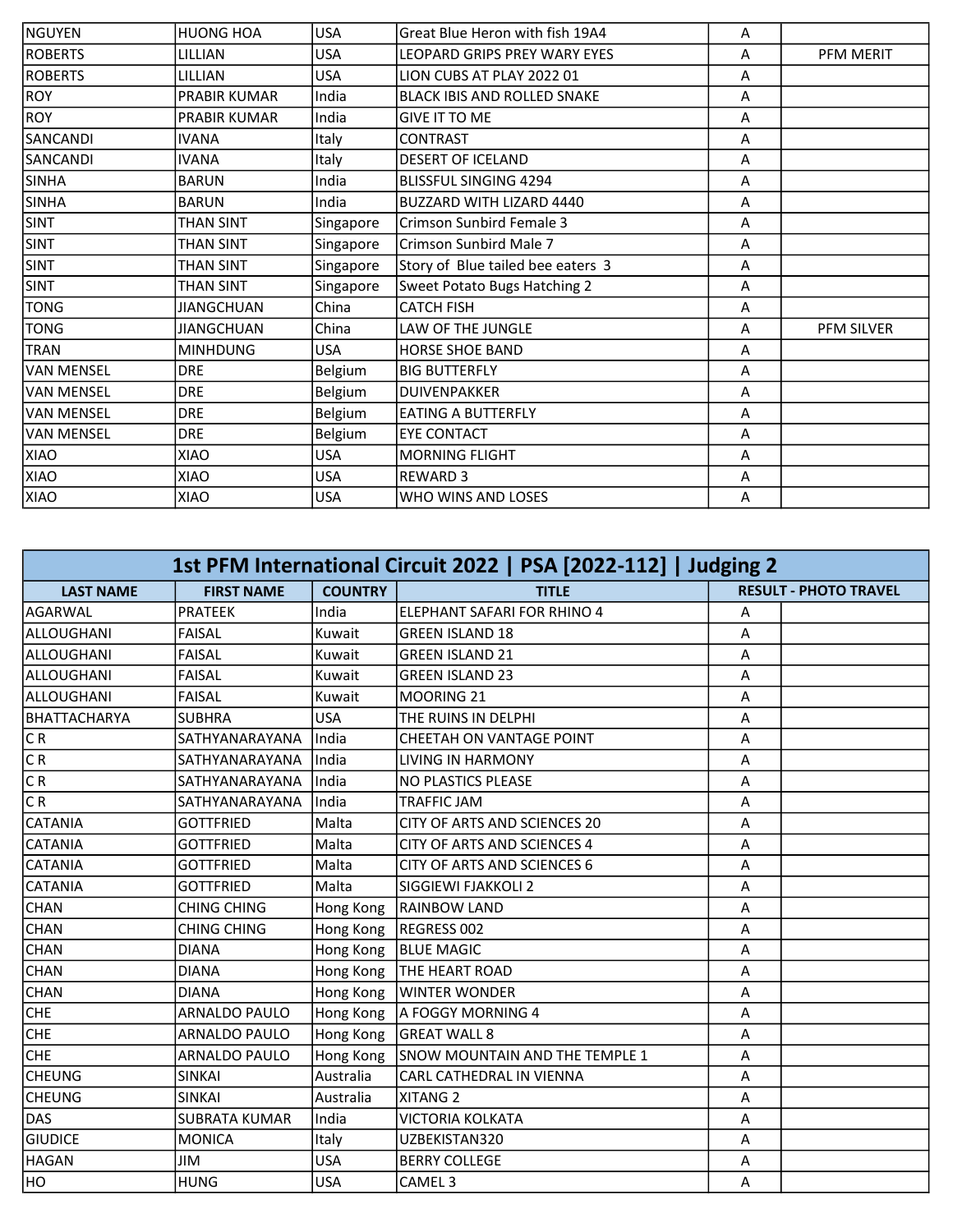| | | | | | |
|---|---|---|---|---|---|
| NGUYEN | HUONG HOA | USA | Great Blue Heron with fish 19A4 | A | |
| ROBERTS | LILLIAN | USA | LEOPARD GRIPS PREY WARY EYES | A | PFM MERIT |
| ROBERTS | LILLIAN | USA | LION CUBS AT PLAY 2022 01 | A | |
| ROY | PRABIR KUMAR | India | BLACK IBIS AND ROLLED SNAKE | A | |
| ROY | PRABIR KUMAR | India | GIVE IT TO ME | A | |
| SANCANDI | IVANA | Italy | CONTRAST | A | |
| SANCANDI | IVANA | Italy | DESERT OF ICELAND | A | |
| SINHA | BARUN | India | BLISSFUL SINGING 4294 | A | |
| SINHA | BARUN | India | BUZZARD WITH LIZARD 4440 | A | |
| SINT | THAN SINT | Singapore | Crimson Sunbird Female 3 | A | |
| SINT | THAN SINT | Singapore | Crimson Sunbird Male 7 | A | |
| SINT | THAN SINT | Singapore | Story of Blue tailed bee eaters 3 | A | |
| SINT | THAN SINT | Singapore | Sweet Potato Bugs Hatching 2 | A | |
| TONG | JIANGCHUAN | China | CATCH FISH | A | |
| TONG | JIANGCHUAN | China | LAW OF THE JUNGLE | A | PFM SILVER |
| TRAN | MINHDUNG | USA | HORSE SHOE BAND | A | |
| VAN MENSEL | DRE | Belgium | BIG BUTTERFLY | A | |
| VAN MENSEL | DRE | Belgium | DUIVENPAKKER | A | |
| VAN MENSEL | DRE | Belgium | EATING A BUTTERFLY | A | |
| VAN MENSEL | DRE | Belgium | EYE CONTACT | A | |
| XIAO | XIAO | USA | MORNING FLIGHT | A | |
| XIAO | XIAO | USA | REWARD 3 | A | |
| XIAO | XIAO | USA | WHO WINS AND LOSES | A | |

## 1st PFM International Circuit 2022 | PSA [2022-112] | Judging 2

| LAST NAME | FIRST NAME | COUNTRY | TITLE | RESULT - PHOTO TRAVEL | |
|---|---|---|---|---|---|
| AGARWAL | PRATEEK | India | ELEPHANT SAFARI FOR RHINO 4 | A | |
| ALLOUGHANI | FAISAL | Kuwait | GREEN ISLAND 18 | A | |
| ALLOUGHANI | FAISAL | Kuwait | GREEN ISLAND 21 | A | |
| ALLOUGHANI | FAISAL | Kuwait | GREEN ISLAND 23 | A | |
| ALLOUGHANI | FAISAL | Kuwait | MOORING 21 | A | |
| BHATTACHARYA | SUBHRA | USA | THE RUINS IN DELPHI | A | |
| C R | SATHYANARAYANA | India | CHEETAH ON VANTAGE POINT | A | |
| C R | SATHYANARAYANA | India | LIVING IN HARMONY | A | |
| C R | SATHYANARAYANA | India | NO PLASTICS PLEASE | A | |
| C R | SATHYANARAYANA | India | TRAFFIC JAM | A | |
| CATANIA | GOTTFRIED | Malta | CITY OF ARTS AND SCIENCES 20 | A | |
| CATANIA | GOTTFRIED | Malta | CITY OF ARTS AND SCIENCES 4 | A | |
| CATANIA | GOTTFRIED | Malta | CITY OF ARTS AND SCIENCES 6 | A | |
| CATANIA | GOTTFRIED | Malta | SIGGIEWI FJAKKOLI 2 | A | |
| CHAN | CHING CHING | Hong Kong | RAINBOW LAND | A | |
| CHAN | CHING CHING | Hong Kong | REGRESS 002 | A | |
| CHAN | DIANA | Hong Kong | BLUE MAGIC | A | |
| CHAN | DIANA | Hong Kong | THE HEART ROAD | A | |
| CHAN | DIANA | Hong Kong | WINTER WONDER | A | |
| CHE | ARNALDO PAULO | Hong Kong | A FOGGY MORNING 4 | A | |
| CHE | ARNALDO PAULO | Hong Kong | GREAT WALL 8 | A | |
| CHE | ARNALDO PAULO | Hong Kong | SNOW MOUNTAIN AND THE TEMPLE 1 | A | |
| CHEUNG | SINKAI | Australia | CARL CATHEDRAL IN VIENNA | A | |
| CHEUNG | SINKAI | Australia | XITANG 2 | A | |
| DAS | SUBRATA KUMAR | India | VICTORIA KOLKATA | A | |
| GIUDICE | MONICA | Italy | UZBEKISTAN320 | A | |
| HAGAN | JIM | USA | BERRY COLLEGE | A | |
| HO | HUNG | USA | CAMEL 3 | A | |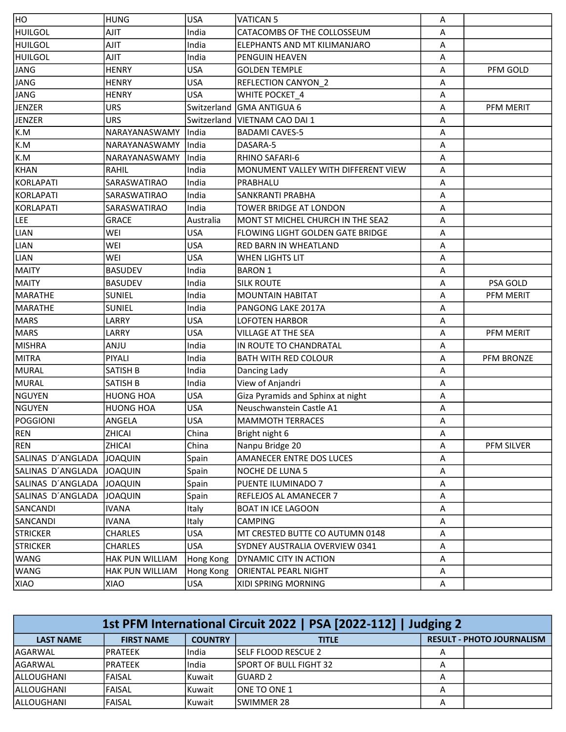| | | | | | |
|---|---|---|---|---|---|
| HO | HUNG | USA | VATICAN 5 | A | |
| HUILGOL | AJIT | India | CATACOMBS OF THE COLLOSSEUM | A | |
| HUILGOL | AJIT | India | ELEPHANTS AND MT KILIMANJARO | A | |
| HUILGOL | AJIT | India | PENGUIN HEAVEN | A | |
| JANG | HENRY | USA | GOLDEN TEMPLE | A | PFM GOLD |
| JANG | HENRY | USA | REFLECTION CANYON_2 | A | |
| JANG | HENRY | USA | WHITE POCKET_4 | A | |
| JENZER | URS | Switzerland | GMA ANTIGUA 6 | A | PFM MERIT |
| JENZER | URS | Switzerland | VIETNAM CAO DAI 1 | A | |
| K.M | NARAYANASWAMY | India | BADAMI CAVES-5 | A | |
| K.M | NARAYANASWAMY | India | DASARA-5 | A | |
| K.M | NARAYANASWAMY | India | RHINO SAFARI-6 | A | |
| KHAN | RAHIL | India | MONUMENT VALLEY WITH DIFFERENT VIEW | A | |
| KORLAPATI | SARASWATIRAO | India | PRABHALU | A | |
| KORLAPATI | SARASWATIRAO | India | SANKRANTI PRABHA | A | |
| KORLAPATI | SARASWATIRAO | India | TOWER BRIDGE AT LONDON | A | |
| LEE | GRACE | Australia | MONT ST MICHEL CHURCH IN THE SEA2 | A | |
| LIAN | WEI | USA | FLOWING LIGHT GOLDEN GATE BRIDGE | A | |
| LIAN | WEI | USA | RED BARN IN WHEATLAND | A | |
| LIAN | WEI | USA | WHEN LIGHTS LIT | A | |
| MAITY | BASUDEV | India | BARON 1 | A | |
| MAITY | BASUDEV | India | SILK ROUTE | A | PSA GOLD |
| MARATHE | SUNIEL | India | MOUNTAIN HABITAT | A | PFM MERIT |
| MARATHE | SUNIEL | India | PANGONG LAKE 2017A | A | |
| MARS | LARRY | USA | LOFOTEN HARBOR | A | |
| MARS | LARRY | USA | VILLAGE AT THE SEA | A | PFM MERIT |
| MISHRA | ANJU | India | IN ROUTE TO CHANDRATAL | A | |
| MITRA | PIYALI | India | BATH WITH RED COLOUR | A | PFM BRONZE |
| MURAL | SATISH B | India | Dancing Lady | A | |
| MURAL | SATISH B | India | View of Anjandri | A | |
| NGUYEN | HUONG HOA | USA | Giza Pyramids and Sphinx at night | A | |
| NGUYEN | HUONG HOA | USA | Neuschwanstein Castle A1 | A | |
| POGGIONI | ANGELA | USA | MAMMOTH TERRACES | A | |
| REN | ZHICAI | China | Bright night 6 | A | |
| REN | ZHICAI | China | Nanpu Bridge 20 | A | PFM SILVER |
| SALINAS D´ANGLADA | JOAQUIN | Spain | AMANECER ENTRE DOS LUCES | A | |
| SALINAS D´ANGLADA | JOAQUIN | Spain | NOCHE DE LUNA 5 | A | |
| SALINAS D´ANGLADA | JOAQUIN | Spain | PUENTE ILUMINADO 7 | A | |
| SALINAS D´ANGLADA | JOAQUIN | Spain | REFLEJOS AL AMANECER 7 | A | |
| SANCANDI | IVANA | Italy | BOAT IN ICE LAGOON | A | |
| SANCANDI | IVANA | Italy | CAMPING | A | |
| STRICKER | CHARLES | USA | MT CRESTED BUTTE CO AUTUMN 0148 | A | |
| STRICKER | CHARLES | USA | SYDNEY AUSTRALIA OVERVIEW 0341 | A | |
| WANG | HAK PUN WILLIAM | Hong Kong | DYNAMIC CITY IN ACTION | A | |
| WANG | HAK PUN WILLIAM | Hong Kong | ORIENTAL PEARL NIGHT | A | |
| XIAO | XIAO | USA | XIDI SPRING MORNING | A | |

## 1st PFM International Circuit 2022 | PSA [2022-112] | Judging 2

| LAST NAME | FIRST NAME | COUNTRY | TITLE | RESULT - PHOTO JOURNALISM | |
|---|---|---|---|---|---|
| AGARWAL | PRATEEK | India | SELF FLOOD RESCUE 2 | A | |
| AGARWAL | PRATEEK | India | SPORT OF BULL FIGHT 32 | A | |
| ALLOUGHANI | FAISAL | Kuwait | GUARD 2 | A | |
| ALLOUGHANI | FAISAL | Kuwait | ONE TO ONE 1 | A | |
| ALLOUGHANI | FAISAL | Kuwait | SWIMMER 28 | A | |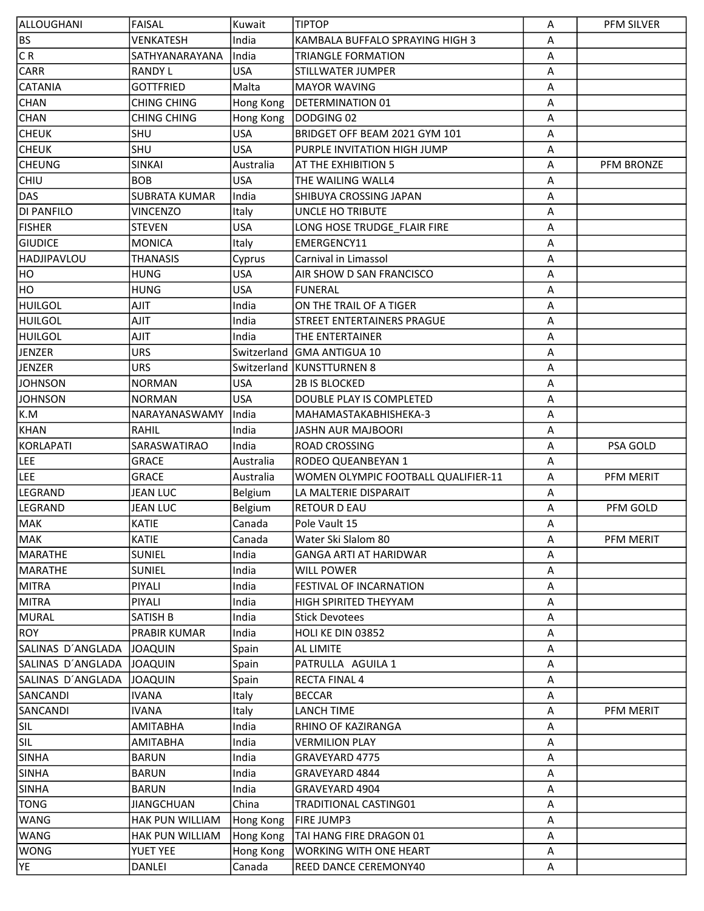| | | | | | |
|---|---|---|---|---|---|
| ALLOUGHANI | FAISAL | Kuwait | TIPTOP | A | PFM SILVER |
| BS | VENKATESH | India | KAMBALA BUFFALO SPRAYING HIGH 3 | A | |
| C R | SATHYANARAYANA | India | TRIANGLE FORMATION | A | |
| CARR | RANDY L | USA | STILLWATER JUMPER | A | |
| CATANIA | GOTTFRIED | Malta | MAYOR WAVING | A | |
| CHAN | CHING CHING | Hong Kong | DETERMINATION 01 | A | |
| CHAN | CHING CHING | Hong Kong | DODGING 02 | A | |
| CHEUK | SHU | USA | BRIDGET OFF BEAM 2021 GYM 101 | A | |
| CHEUK | SHU | USA | PURPLE INVITATION HIGH JUMP | A | |
| CHEUNG | SINKAI | Australia | AT THE EXHIBITION 5 | A | PFM BRONZE |
| CHIU | BOB | USA | THE WAILING WALL4 | A | |
| DAS | SUBRATA KUMAR | India | SHIBUYA CROSSING JAPAN | A | |
| DI PANFILO | VINCENZO | Italy | UNCLE HO TRIBUTE | A | |
| FISHER | STEVEN | USA | LONG HOSE TRUDGE_FLAIR FIRE | A | |
| GIUDICE | MONICA | Italy | EMERGENCY11 | A | |
| HADJIPAVLOU | THANASIS | Cyprus | Carnival in Limassol | A | |
| HO | HUNG | USA | AIR SHOW D SAN FRANCISCO | A | |
| HO | HUNG | USA | FUNERAL | A | |
| HUILGOL | AJIT | India | ON THE TRAIL OF A TIGER | A | |
| HUILGOL | AJIT | India | STREET ENTERTAINERS PRAGUE | A | |
| HUILGOL | AJIT | India | THE ENTERTAINER | A | |
| JENZER | URS | Switzerland | GMA ANTIGUA 10 | A | |
| JENZER | URS | Switzerland | KUNSTTURNEN 8 | A | |
| JOHNSON | NORMAN | USA | 2B IS BLOCKED | A | |
| JOHNSON | NORMAN | USA | DOUBLE PLAY IS COMPLETED | A | |
| K.M | NARAYANASWAMY | India | MAHAMASTAKABHISHEKA-3 | A | |
| KHAN | RAHIL | India | JASHN AUR MAJBOORI | A | |
| KORLAPATI | SARASWATIRAO | India | ROAD CROSSING | A | PSA GOLD |
| LEE | GRACE | Australia | RODEO QUEANBEYAN 1 | A | |
| LEE | GRACE | Australia | WOMEN OLYMPIC FOOTBALL QUALIFIER-11 | A | PFM MERIT |
| LEGRAND | JEAN LUC | Belgium | LA MALTERIE DISPARAIT | A | |
| LEGRAND | JEAN LUC | Belgium | RETOUR D EAU | A | PFM GOLD |
| MAK | KATIE | Canada | Pole Vault 15 | A | |
| MAK | KATIE | Canada | Water Ski Slalom 80 | A | PFM MERIT |
| MARATHE | SUNIEL | India | GANGA ARTI AT HARIDWAR | A | |
| MARATHE | SUNIEL | India | WILL POWER | A | |
| MITRA | PIYALI | India | FESTIVAL OF INCARNATION | A | |
| MITRA | PIYALI | India | HIGH SPIRITED THEYYAM | A | |
| MURAL | SATISH B | India | Stick Devotees | A | |
| ROY | PRABIR KUMAR | India | HOLI KE DIN 03852 | A | |
| SALINAS D´ANGLADA | JOAQUIN | Spain | AL LIMITE | A | |
| SALINAS D´ANGLADA | JOAQUIN | Spain | PATRULLA AGUILA 1 | A | |
| SALINAS D´ANGLADA | JOAQUIN | Spain | RECTA FINAL 4 | A | |
| SANCANDI | IVANA | Italy | BECCAR | A | |
| SANCANDI | IVANA | Italy | LANCH TIME | A | PFM MERIT |
| SIL | AMITABHA | India | RHINO OF KAZIRANGA | A | |
| SIL | AMITABHA | India | VERMILION PLAY | A | |
| SINHA | BARUN | India | GRAVEYARD 4775 | A | |
| SINHA | BARUN | India | GRAVEYARD 4844 | A | |
| SINHA | BARUN | India | GRAVEYARD 4904 | A | |
| TONG | JIANGCHUAN | China | TRADITIONAL CASTING01 | A | |
| WANG | HAK PUN WILLIAM | Hong Kong | FIRE JUMP3 | A | |
| WANG | HAK PUN WILLIAM | Hong Kong | TAI HANG FIRE DRAGON 01 | A | |
| WONG | YUET YEE | Hong Kong | WORKING WITH ONE HEART | A | |
| YE | DANLEI | Canada | REED DANCE CEREMONY40 | A | |